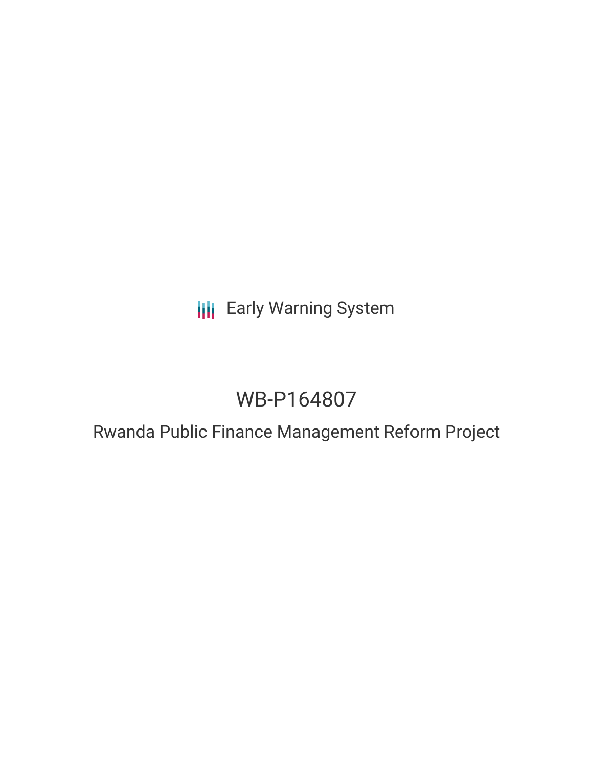Early Warning System

# WB-P164807

## Rwanda Public Finance Management Reform Project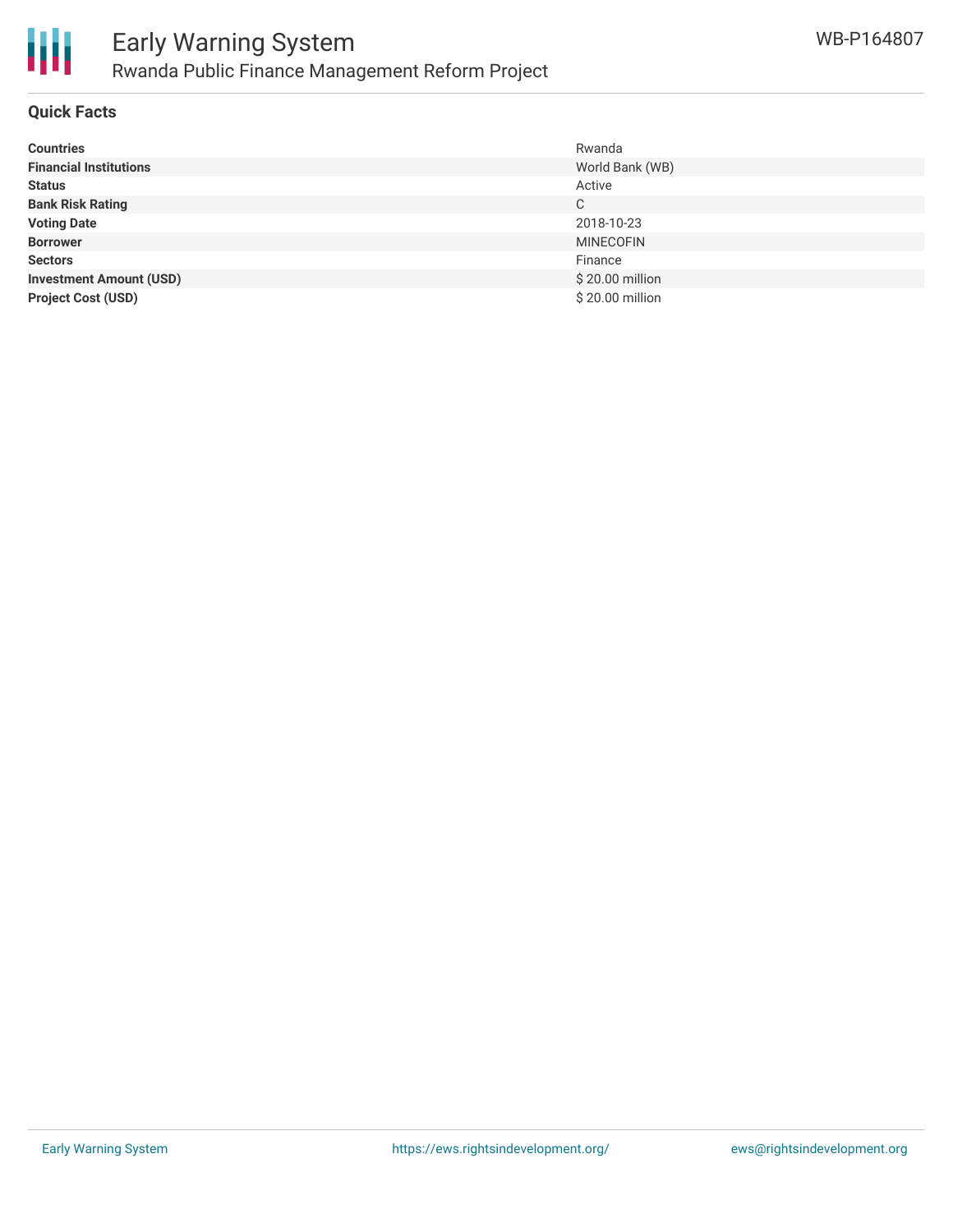## Quick Facts

| | |
|---|---|
| **Countries** | Rwanda |
| **Financial Institutions** | World Bank (WB) |
| **Status** | Active |
| **Bank Risk Rating** | C |
| **Voting Date** | 2018-10-23 |
| **Borrower** | MINECOFIN |
| **Sectors** | Finance |
| **Investment Amount (USD)** | $ 20.00 million |
| **Project Cost (USD)** | $ 20.00 million |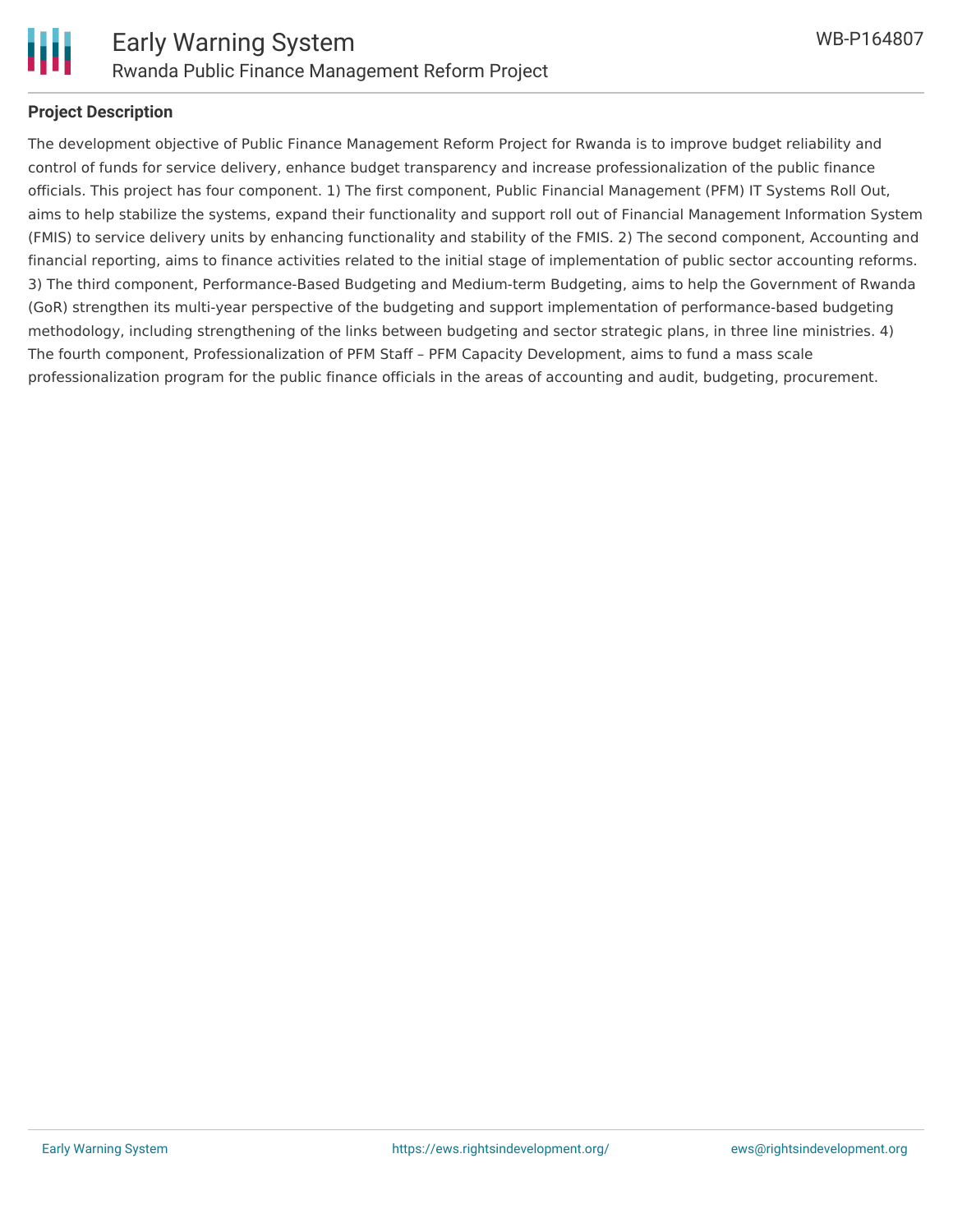## Project Description

The development objective of Public Finance Management Reform Project for Rwanda is to improve budget reliability and control of funds for service delivery, enhance budget transparency and increase professionalization of the public finance officials. This project has four component. 1) The first component, Public Financial Management (PFM) IT Systems Roll Out, aims to help stabilize the systems, expand their functionality and support roll out of Financial Management Information System (FMIS) to service delivery units by enhancing functionality and stability of the FMIS. 2) The second component, Accounting and financial reporting, aims to finance activities related to the initial stage of implementation of public sector accounting reforms. 3) The third component, Performance-Based Budgeting and Medium-term Budgeting, aims to help the Government of Rwanda (GoR) strengthen its multi-year perspective of the budgeting and support implementation of performance-based budgeting methodology, including strengthening of the links between budgeting and sector strategic plans, in three line ministries. 4) The fourth component, Professionalization of PFM Staff – PFM Capacity Development, aims to fund a mass scale professionalization program for the public finance officials in the areas of accounting and audit, budgeting, procurement.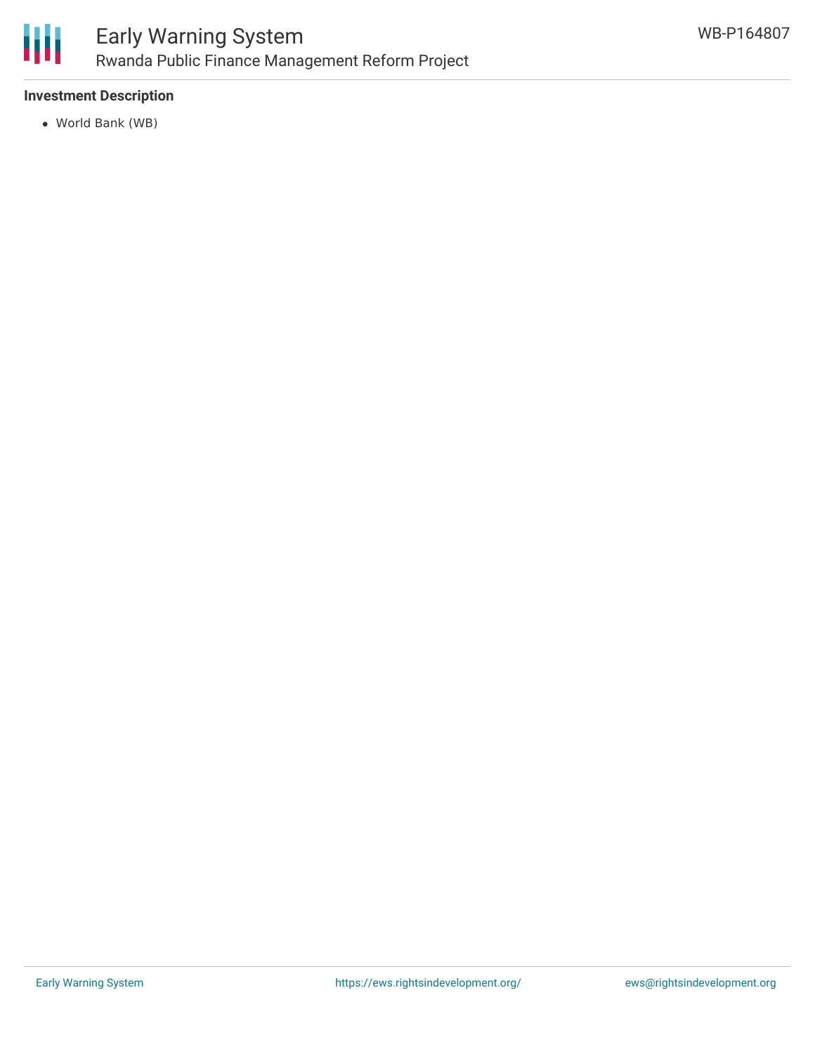**Investment Description**

- World Bank (WB)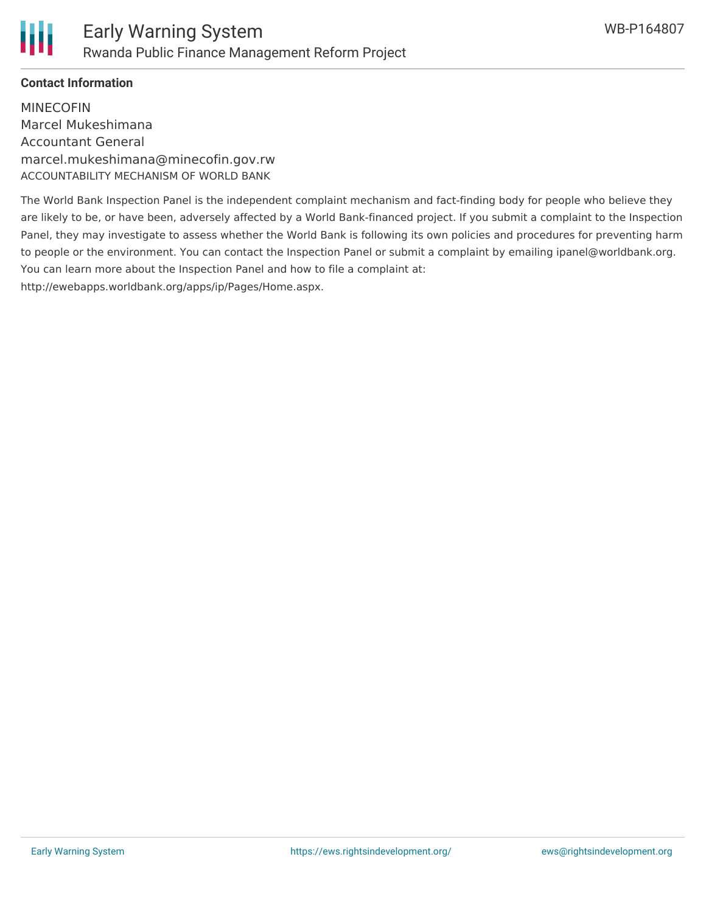**Contact Information**

MINECOFIN
Marcel Mukeshimana
Accountant General
marcel.mukeshimana@minecofin.gov.rw
ACCOUNTABILITY MECHANISM OF WORLD BANK

The World Bank Inspection Panel is the independent complaint mechanism and fact-finding body for people who believe they are likely to be, or have been, adversely affected by a World Bank-financed project. If you submit a complaint to the Inspection Panel, they may investigate to assess whether the World Bank is following its own policies and procedures for preventing harm to people or the environment. You can contact the Inspection Panel or submit a complaint by emailing ipanel@worldbank.org. You can learn more about the Inspection Panel and how to file a complaint at: http://ewebapps.worldbank.org/apps/ip/Pages/Home.aspx.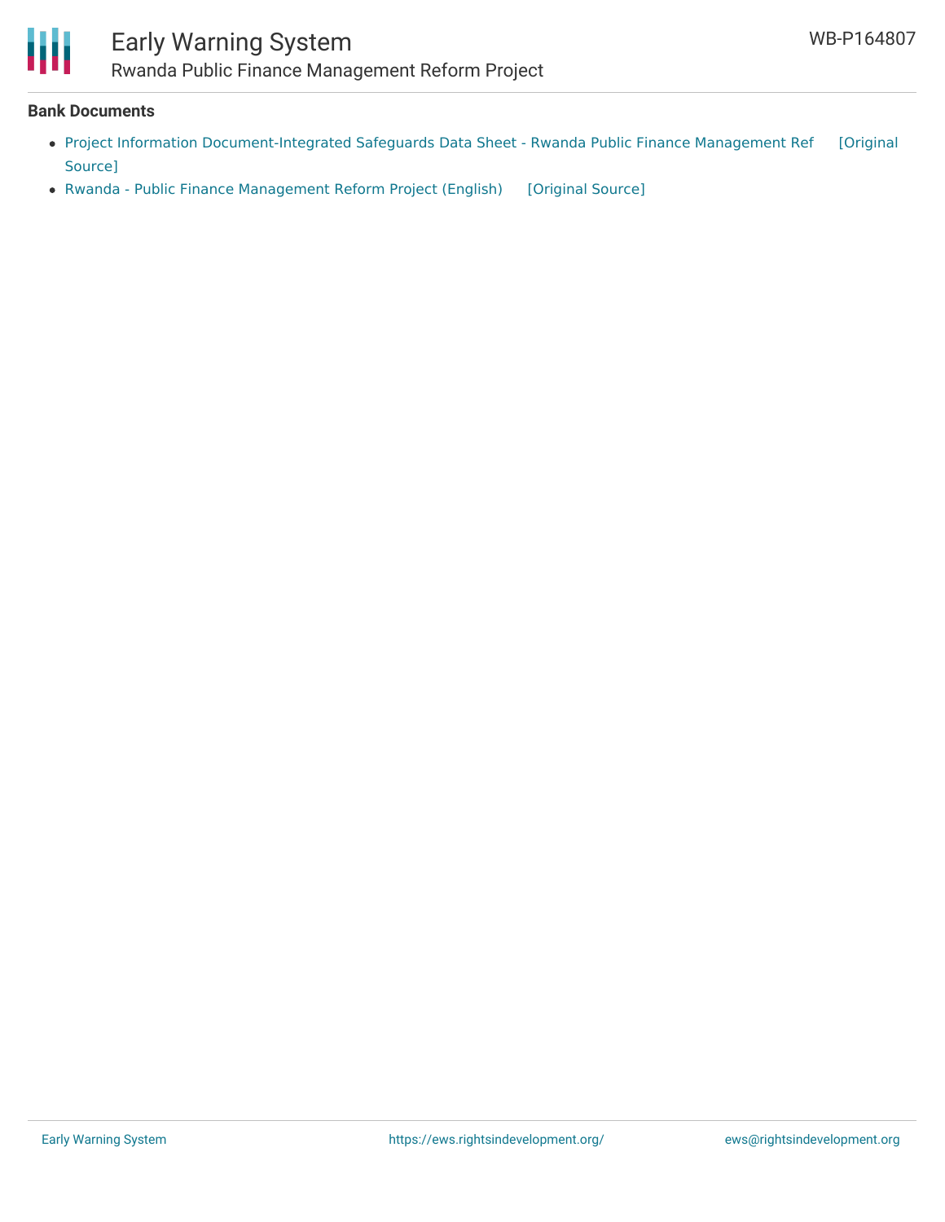**Bank Documents**

- Project Information Document-Integrated Safeguards Data Sheet - Rwanda Public Finance Management Ref [Original Source]
- Rwanda - Public Finance Management Reform Project (English) [Original Source]